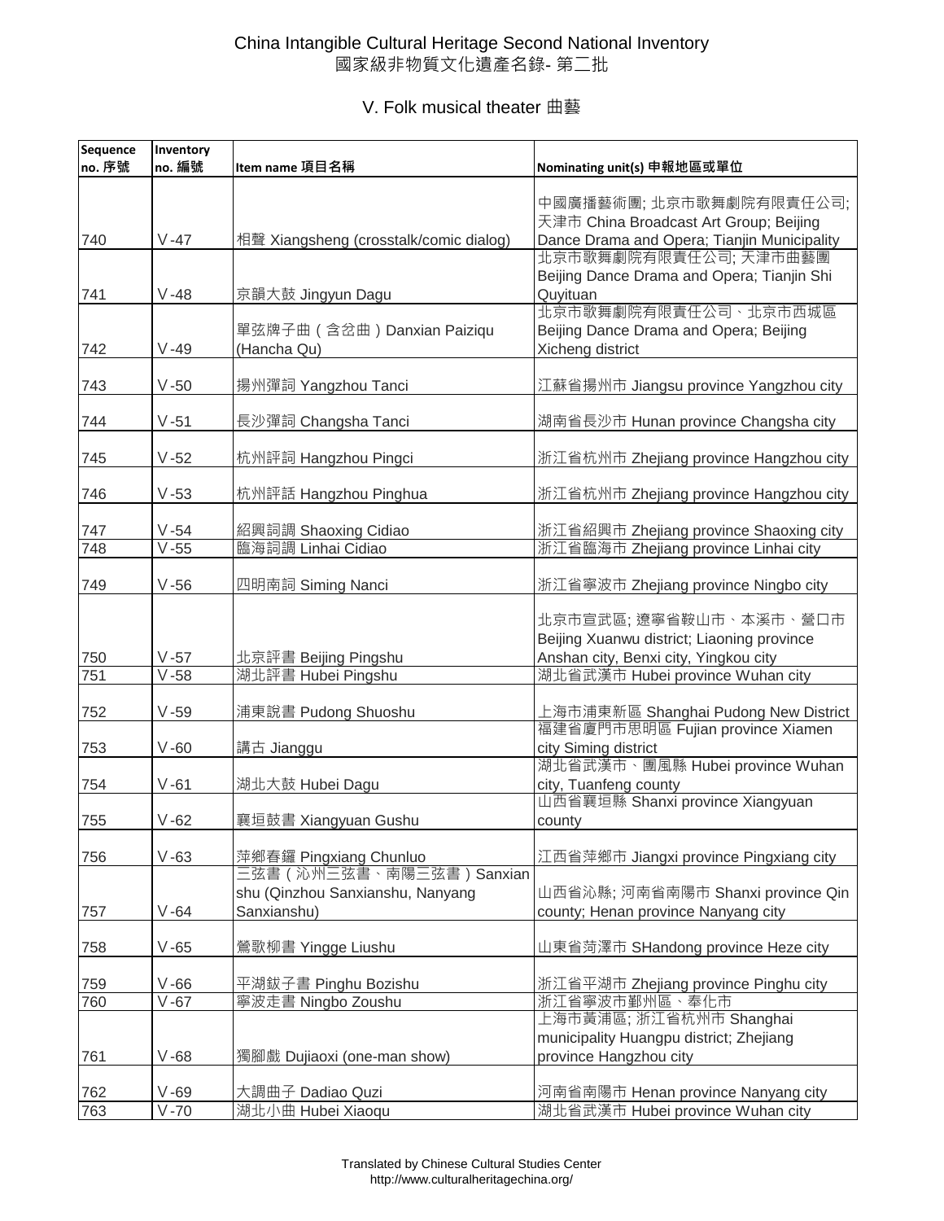# China Intangible Cultural Heritage Second National Inventory
# 國家級非物質文化遺產名錄- 第二批

## V. Folk musical theater 曲藝

| Sequence no. 序號 | Inventory no. 編號 | Item name 項目名稱 | Nominating unit(s) 申報地區或單位 |
|---|---|---|---|
| 740 | Ⅴ-47 | 相聲 Xiangsheng (crosstalk/comic dialog) | 中國廣播藝術團; 北京市歌舞劇院有限責任公司; 天津市 China Broadcast Art Group; Beijing Dance Drama and Opera; Tianjin Municipality |
| 741 | Ⅴ-48 | 京韻大鼓 Jingyun Dagu | 北京市歌舞劇院有限責任公司; 天津市曲藝團 Beijing Dance Drama and Opera; Tianjin Shi Quyituan |
| 742 | Ⅴ-49 | 單弦牌子曲（含岔曲）Danxian Paiziqu (Hancha Qu) | 北京市歌舞劇院有限責任公司、北京市西城區 Beijing Dance Drama and Opera; Beijing Xicheng district |
| 743 | Ⅴ-50 | 揚州彈詞 Yangzhou Tanci | 江蘇省揚州市 Jiangsu province Yangzhou city |
| 744 | Ⅴ-51 | 長沙彈詞 Changsha Tanci | 湖南省長沙市 Hunan province Changsha city |
| 745 | Ⅴ-52 | 杭州評詞 Hangzhou Pingci | 浙江省杭州市 Zhejiang province Hangzhou city |
| 746 | Ⅴ-53 | 杭州評話 Hangzhou Pinghua | 浙江省杭州市 Zhejiang province Hangzhou city |
| 747 | Ⅴ-54 | 紹興詞調 Shaoxing Cidiao | 浙江省紹興市 Zhejiang province Shaoxing city |
| 748 | Ⅴ-55 | 臨海詞調 Linhai Cidiao | 浙江省臨海市 Zhejiang province Linhai city |
| 749 | Ⅴ-56 | 四明南詞 Siming Nanci | 浙江省寧波市 Zhejiang province Ningbo city |
| 750 | Ⅴ-57 | 北京評書 Beijing Pingshu | 北京市宣武區; 遼寧省鞍山市、本溪市、營口市 Beijing Xuanwu district; Liaoning province Anshan city, Benxi city, Yingkou city |
| 751 | Ⅴ-58 | 湖北評書 Hubei Pingshu | 湖北省武漢市 Hubei province Wuhan city |
| 752 | Ⅴ-59 | 浦東說書 Pudong Shuoshu | 上海市浦東新區 Shanghai Pudong New District |
| 753 | Ⅴ-60 | 講古 Jianggu | 福建省廈門市思明區 Fujian province Xiamen city Siming district |
| 754 | Ⅴ-61 | 湖北大鼓 Hubei Dagu | 湖北省武漢市、團風縣 Hubei province Wuhan city, Tuanfeng county |
| 755 | Ⅴ-62 | 襄垣鼓書 Xiangyuan Gushu | 山西省襄垣縣 Shanxi province Xiangyuan county |
| 756 | Ⅴ-63 | 萍鄉春鑼 Pingxiang Chunluo | 江西省萍鄉市 Jiangxi province Pingxiang city |
| 757 | Ⅴ-64 | 三弦書（沁州三弦書、南陽三弦書）Sanxianshu (Qinzhou Sanxianshu, Nanyang Sanxianshu) | 山西省沁縣; 河南省南陽市 Shanxi province Qin county; Henan province Nanyang city |
| 758 | Ⅴ-65 | 鶯歌柳書 Yingge Liushu | 山東省菏澤市 SHandong province Heze city |
| 759 | Ⅴ-66 | 平湖鈸子書 Pinghu Bozishu | 浙江省平湖市 Zhejiang province Pinghu city |
| 760 | Ⅴ-67 | 寧波走書 Ningbo Zoushu | 浙江省寧波市鄞州區、奉化市 |
| 761 | Ⅴ-68 | 獨腳戲 Dujiaoxi (one-man show) | 上海市黃浦區; 浙江省杭州市 Shanghai municipality Huangpu district; Zhejiang province Hangzhou city |
| 762 | Ⅴ-69 | 大調曲子 Dadiao Quzi | 河南省南陽市 Henan province Nanyang city |
| 763 | Ⅴ-70 | 湖北小曲 Hubei Xiaoqu | 湖北省武漢市 Hubei province Wuhan city |

Translated by Chinese Cultural Studies Center
http://www.culturalheritagechina.org/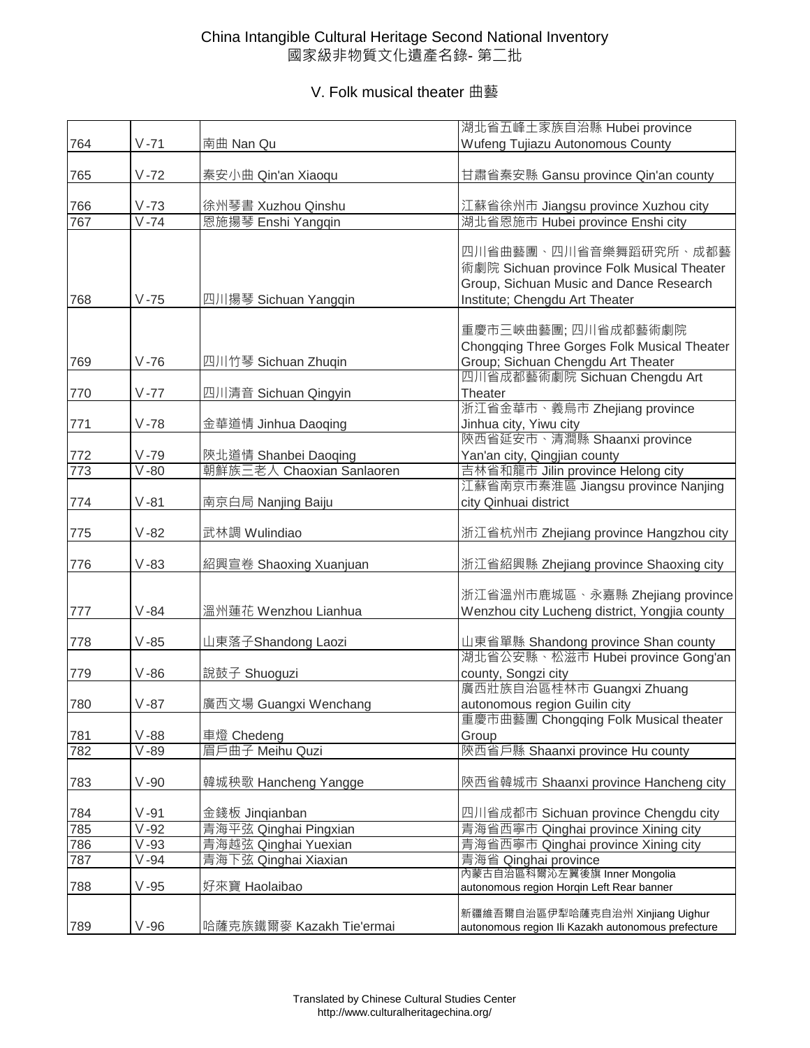# China Intangible Cultural Heritage Second National Inventory
# 國家級非物質文化遺產名錄- 第二批

## V. Folk musical theater 曲藝

| | | | |
|---|---|---|---|
| 764 | V-71 | 南曲 Nan Qu | 湖北省五峰土家族自治縣 Hubei province Wufeng Tujiazu Autonomous County |
| 765 | V-72 | 秦安小曲 Qin'an Xiaoqu | 甘肅省秦安縣 Gansu province Qin'an county |
| 766 | V-73 | 徐州琴書 Xuzhou Qinshu | 江蘇省徐州市 Jiangsu province Xuzhou city |
| 767 | V-74 | 恩施揚琴 Enshi Yangqin | 湖北省恩施市 Hubei province Enshi city |
| 768 | V-75 | 四川揚琴 Sichuan Yangqin | 四川省曲藝團、四川省音樂舞蹈研究所、成都藝術劇院 Sichuan province Folk Musical Theater Group, Sichuan Music and Dance Research Institute; Chengdu Art Theater |
| 769 | V-76 | 四川竹琴 Sichuan Zhuqin | 重慶市三峽曲藝團; 四川省成都藝術劇院 Chongqing Three Gorges Folk Musical Theater Group; Sichuan Chengdu Art Theater |
| 770 | V-77 | 四川清音 Sichuan Qingyin | 四川省成都藝術劇院 Sichuan Chengdu Art Theater |
| 771 | V-78 | 金華道情 Jinhua Daoqing | 浙江省金華市、義烏市 Zhejiang province Jinhua city, Yiwu city |
| 772 | V-79 | 陝北道情 Shanbei Daoqing | 陝西省延安市、清澗縣 Shaanxi province Yan'an city, Qingjian county |
| 773 | V-80 | 朝鮮族三老人 Chaoxian Sanlaoren | 吉林省和龍市 Jilin province Helong city |
| 774 | V-81 | 南京白局 Nanjing Baiju | 江蘇省南京市秦淮區 Jiangsu province Nanjing city Qinhuai district |
| 775 | V-82 | 武林調 Wulindiao | 浙江省杭州市 Zhejiang province Hangzhou city |
| 776 | V-83 | 紹興宣卷 Shaoxing Xuanjuan | 浙江省紹興縣 Zhejiang province Shaoxing city |
| 777 | V-84 | 溫州蓮花 Wenzhou Lianhua | 浙江省溫州市鹿城區、永嘉縣 Zhejiang province Wenzhou city Lucheng district, Yongjia county |
| 778 | V-85 | 山東落子Shandong Laozi | 山東省單縣 Shandong province Shan county |
| 779 | V-86 | 說鼓子 Shuoguzi | 湖北省公安縣、松滋市 Hubei province Gong'an county, Songzi city |
| 780 | V-87 | 廣西文場 Guangxi Wenchang | 廣西壯族自治區桂林市 Guangxi Zhuang autonomous region Guilin city |
| 781 | V-88 | 車燈 Chedeng | 重慶市曲藝團 Chongqing Folk Musical theater Group |
| 782 | V-89 | 眉戶曲子 Meihu Quzi | 陝西省戶縣 Shaanxi province Hu county |
| 783 | V-90 | 韓城秧歌 Hancheng Yangge | 陝西省韓城市 Shaanxi province Hancheng city |
| 784 | V-91 | 金錢板 Jinqianban | 四川省成都市 Sichuan province Chengdu city |
| 785 | V-92 | 青海平弦 Qinghai Pingxian | 青海省西寧市 Qinghai province Xining city |
| 786 | V-93 | 青海越弦 Qinghai Yuexian | 青海省西寧市 Qinghai province Xining city |
| 787 | V-94 | 青海下弦 Qinghai Xiaxian | 青海省 Qinghai province |
| 788 | V-95 | 好來寶 Haolaibao | 內蒙古自治區科爾沁左翼後旗 Inner Mongolia autonomous region Horqin Left Rear banner |
| 789 | V-96 | 哈薩克族鐵爾麥 Kazakh Tie'ermai | 新疆維吾爾自治區伊犁哈薩克自治州 Xinjiang Uighur autonomous region Ili Kazakh autonomous prefecture |

Translated by Chinese Cultural Studies Center
http://www.culturalheritagechina.org/